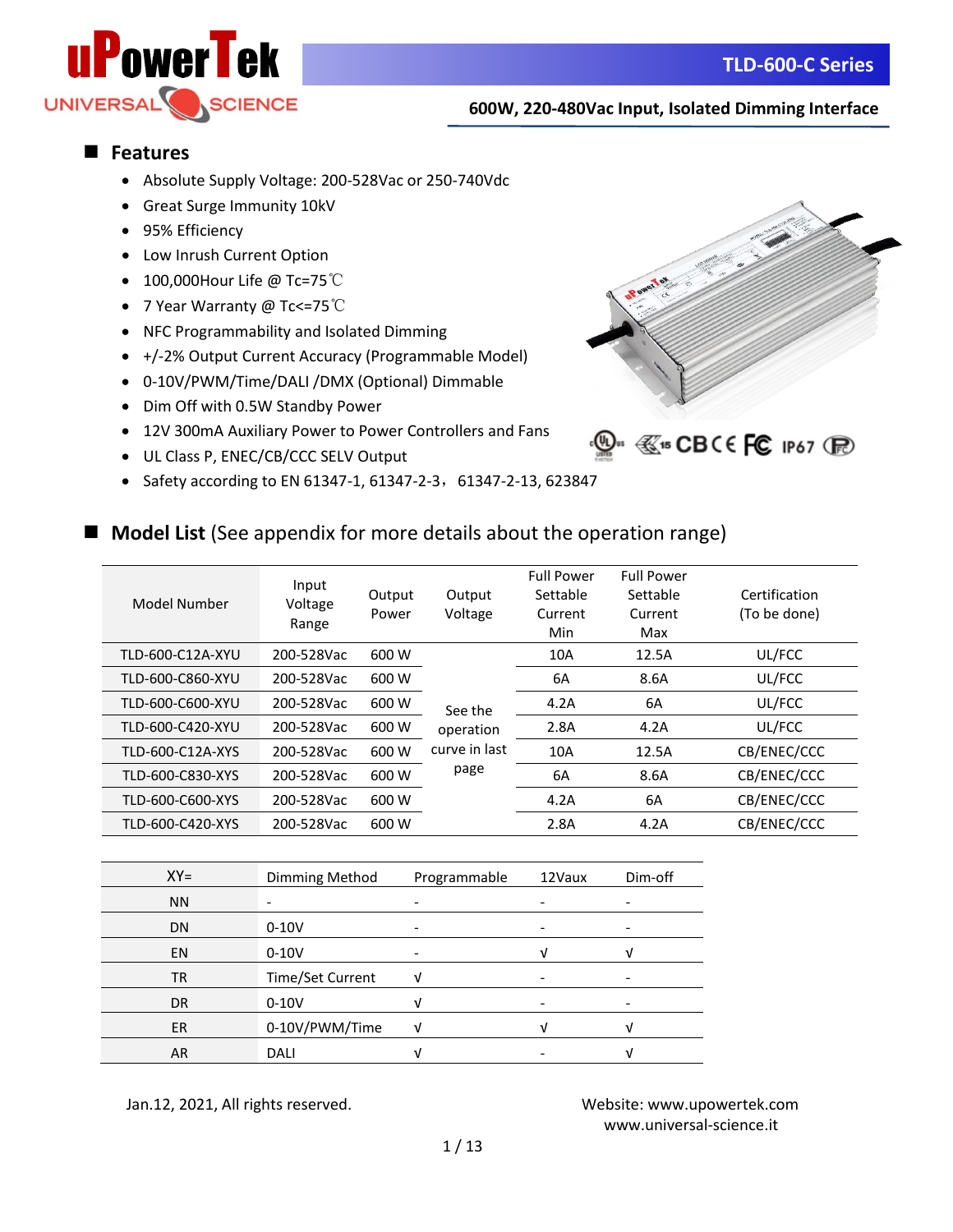# TLD-600-C Series

**600W, 220-480Vac Input, Isolated Dimming Interface**

## Features

- Absolute Supply Voltage: 200-528Vac or 250-740Vdc
- Great Surge Immunity 10kV
- 95% Efficiency
- Low Inrush Current Option
- 100,000Hour Life @ Tc=75℃
- 7 Year Warranty @ Tc<=75℃
- NFC Programmability and Isolated Dimming
- +/-2% Output Current Accuracy (Programmable Model)
- 0-10V/PWM/Time/DALI /DMX (Optional) Dimmable
- Dim Off with 0.5W Standby Power
- 12V 300mA Auxiliary Power to Power Controllers and Fans
- UL Class P, ENEC/CB/CCC SELV Output
- Safety according to EN 61347-1, 61347-2-3，61347-2-13, 623847

## Model List (See appendix for more details about the operation range)

| Model Number | Input Voltage Range | Output Power | Output Voltage | Full Power Settable Current Min | Full Power Settable Current Max | Certification (To be done) |
|---|---|---|---|---|---|---|
| TLD-600-C12A-XYU | 200-528Vac | 600 W | See the operation curve in last page | 10A | 12.5A | UL/FCC |
| TLD-600-C860-XYU | 200-528Vac | 600 W | | 6A | 8.6A | UL/FCC |
| TLD-600-C600-XYU | 200-528Vac | 600 W | | 4.2A | 6A | UL/FCC |
| TLD-600-C420-XYU | 200-528Vac | 600 W | | 2.8A | 4.2A | UL/FCC |
| TLD-600-C12A-XYS | 200-528Vac | 600 W | | 10A | 12.5A | CB/ENEC/CCC |
| TLD-600-C830-XYS | 200-528Vac | 600 W | | 6A | 8.6A | CB/ENEC/CCC |
| TLD-600-C600-XYS | 200-528Vac | 600 W | | 4.2A | 6A | CB/ENEC/CCC |
| TLD-600-C420-XYS | 200-528Vac | 600 W | | 2.8A | 4.2A | CB/ENEC/CCC |

| XY= | Dimming Method | Programmable | 12Vaux | Dim-off |
|---|---|---|---|---|
| NN | - | - | - | - |
| DN | 0-10V | - | - | - |
| EN | 0-10V | - | √ | √ |
| TR | Time/Set Current | √ | - | - |
| DR | 0-10V | √ | - | - |
| ER | 0-10V/PWM/Time | √ | √ | √ |
| AR | DALI | √ | - | √ |

Jan.12, 2021, All rights reserved.

Website: www.upowertek.com
www.universal-science.it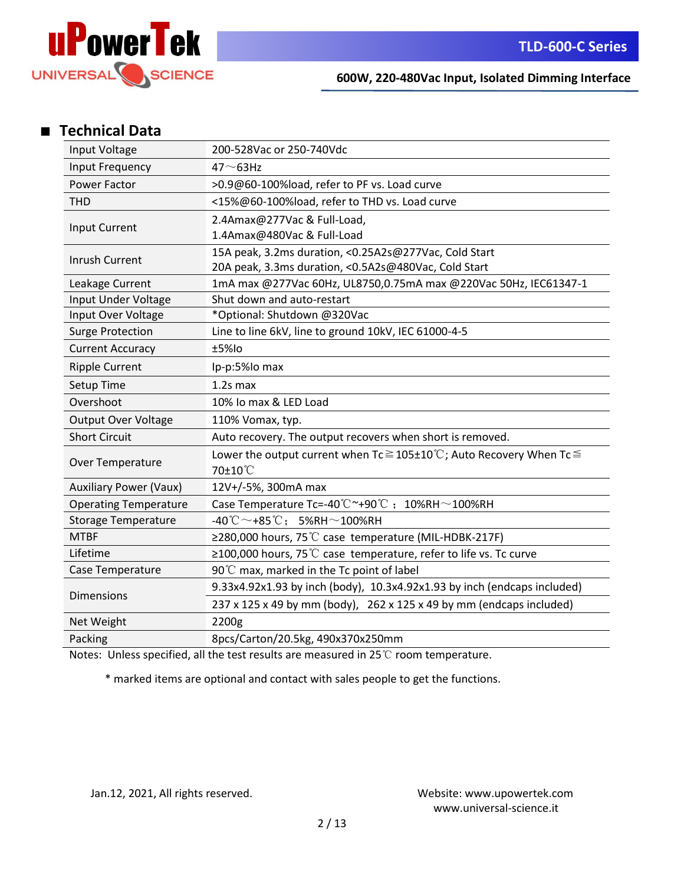## ■ Technical Data

| Input Voltage | 200-528Vac or 250-740Vdc |
|---|---|
| Input Frequency | 47～63Hz |
| Power Factor | >0.9@60-100%load, refer to PF vs. Load curve |
| THD | <15%@60-100%load, refer to THD vs. Load curve |
| Input Current | 2.4Amax@277Vac & Full-Load,<br>1.4Amax@480Vac & Full-Load |
| Inrush Current | 15A peak, 3.2ms duration, <0.25A2s@277Vac, Cold Start<br>20A peak, 3.3ms duration, <0.5A2s@480Vac, Cold Start |
| Leakage Current | 1mA max @277Vac 60Hz, UL8750,0.75mA max @220Vac 50Hz, IEC61347-1 |
| Input Under Voltage | Shut down and auto-restart |
| Input Over Voltage | *Optional: Shutdown @320Vac |
| Surge Protection | Line to line 6kV, line to ground 10kV, IEC 61000-4-5 |
| Current Accuracy | ±5%Io |
| Ripple Current | Ip-p:5%Io max |
| Setup Time | 1.2s max |
| Overshoot | 10% Io max & LED Load |
| Output Over Voltage | 110% Vomax, typ. |
| Short Circuit | Auto recovery. The output recovers when short is removed. |
| Over Temperature | Lower the output current when Tc≧105±10℃; Auto Recovery When Tc≦70±10℃ |
| Auxiliary Power (Vaux) | 12V+/-5%, 300mA max |
| Operating Temperature | Case Temperature Tc=-40℃~+90℃； 10%RH～100%RH |
| Storage Temperature | -40℃～+85℃； 5%RH～100%RH |
| MTBF | ≥280,000 hours, 75℃ case temperature (MIL-HDBK-217F) |
| Lifetime | ≥100,000 hours, 75℃ case temperature, refer to life vs. Tc curve |
| Case Temperature | 90℃ max, marked in the Tc point of label |
| Dimensions | 9.33x4.92x1.93 by inch (body), 10.3x4.92x1.93 by inch (endcaps included) |
| | 237 x 125 x 49 by mm (body), 262 x 125 x 49 by mm (endcaps included) |
| Net Weight | 2200g |
| Packing | 8pcs/Carton/20.5kg, 490x370x250mm |

Notes: Unless specified, all the test results are measured in 25℃ room temperature.

\* marked items are optional and contact with sales people to get the functions.

Jan.12, 2021, All rights reserved.

Website: www.upowertek.com
www.universal-science.it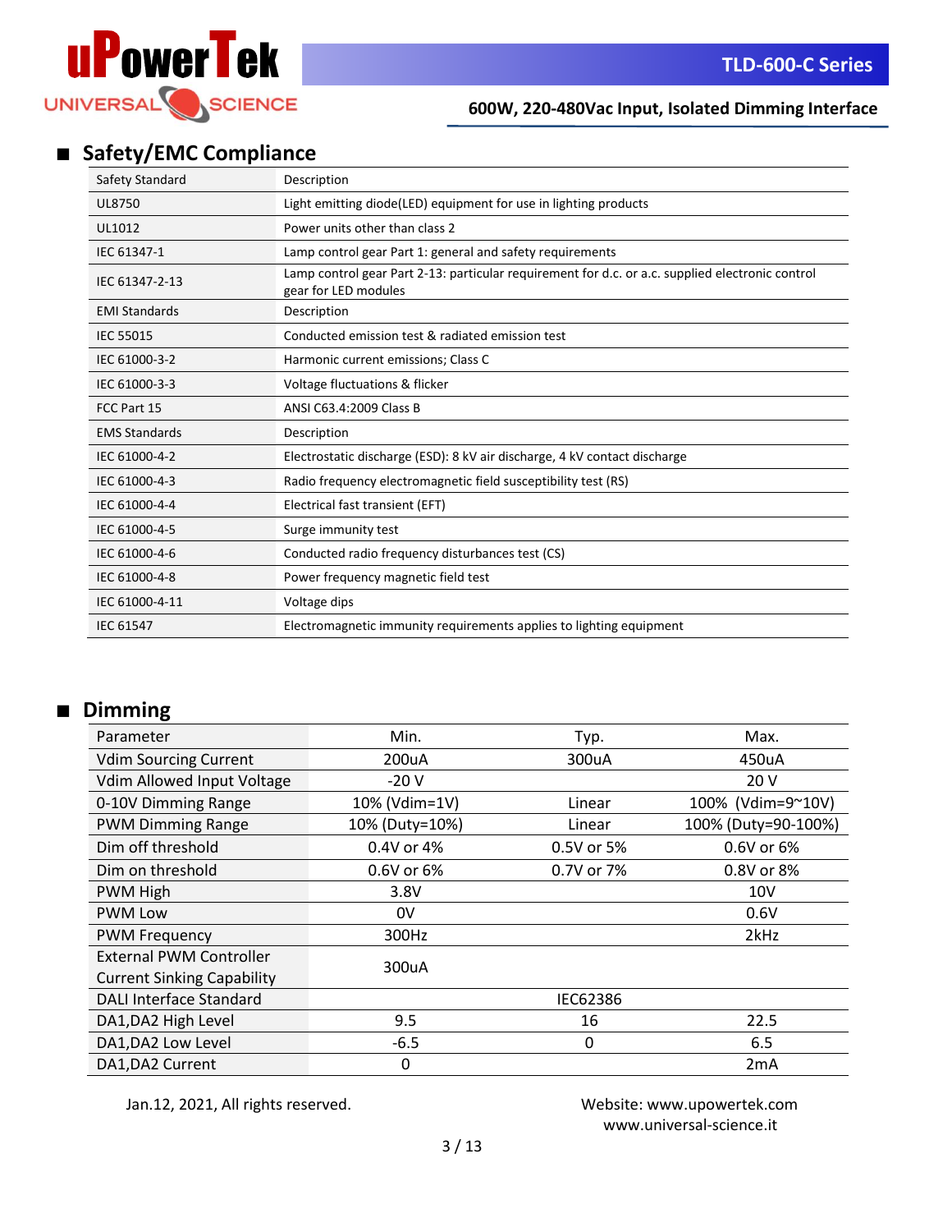## Safety/EMC Compliance

| Safety Standard | Description |
|---|---|
| UL8750 | Light emitting diode(LED) equipment for use in lighting products |
| UL1012 | Power units other than class 2 |
| IEC 61347-1 | Lamp control gear Part 1: general and safety requirements |
| IEC 61347-2-13 | Lamp control gear Part 2-13: particular requirement for d.c. or a.c. supplied electronic control gear for LED modules |
| **EMI Standards** | **Description** |
| IEC 55015 | Conducted emission test & radiated emission test |
| IEC 61000-3-2 | Harmonic current emissions; Class C |
| IEC 61000-3-3 | Voltage fluctuations & flicker |
| FCC Part 15 | ANSI C63.4:2009 Class B |
| **EMS Standards** | **Description** |
| IEC 61000-4-2 | Electrostatic discharge (ESD): 8 kV air discharge, 4 kV contact discharge |
| IEC 61000-4-3 | Radio frequency electromagnetic field susceptibility test (RS) |
| IEC 61000-4-4 | Electrical fast transient (EFT) |
| IEC 61000-4-5 | Surge immunity test |
| IEC 61000-4-6 | Conducted radio frequency disturbances test (CS) |
| IEC 61000-4-8 | Power frequency magnetic field test |
| IEC 61000-4-11 | Voltage dips |
| IEC 61547 | Electromagnetic immunity requirements applies to lighting equipment |

## Dimming

| Parameter | Min. | Typ. | Max. |
|---|---|---|---|
| Vdim Sourcing Current | 200uA | 300uA | 450uA |
| Vdim Allowed Input Voltage | -20 V | | 20 V |
| 0-10V Dimming Range | 10% (Vdim=1V) | Linear | 100% (Vdim=9~10V) |
| PWM Dimming Range | 10% (Duty=10%) | Linear | 100% (Duty=90-100%) |
| Dim off threshold | 0.4V or 4% | 0.5V or 5% | 0.6V or 6% |
| Dim on threshold | 0.6V or 6% | 0.7V or 7% | 0.8V or 8% |
| PWM High | 3.8V | | 10V |
| PWM Low | 0V | | 0.6V |
| PWM Frequency | 300Hz | | 2kHz |
| External PWM Controller Current Sinking Capability | 300uA | | |
| DALI Interface Standard | | IEC62386 | |
| DA1,DA2 High Level | 9.5 | 16 | 22.5 |
| DA1,DA2 Low Level | -6.5 | 0 | 6.5 |
| DA1,DA2 Current | 0 | | 2mA |

Jan.12, 2021, All rights reserved.

Website: www.upowertek.com
www.universal-science.it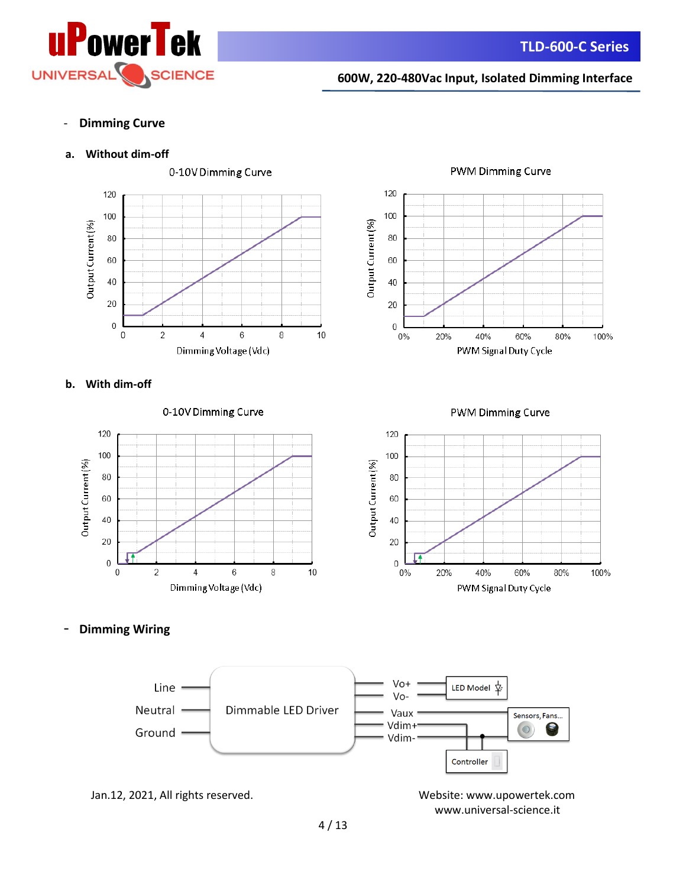- **Dimming Curve**

**a. Without dim-off**

0-10V Dimming Curve

Output Current (%)

Dimming Voltage (Vdc)

PWM Dimming Curve

Output Current (%)

PWM Signal Duty Cycle

**b. With dim-off**

0-10V Dimming Curve

Output Current (%)

Dimming Voltage (Vdc)

PWM Dimming Curve

Output Current (%)

PWM Signal Duty Cycle

- **Dimming Wiring**

Line

Neutral

Ground

Dimmable LED Driver

Vo+

Vo-

Vaux

Vdim+

Vdim-

LED Model

Sensors, Fans...

Controller

Jan.12, 2021, All rights reserved.

Website: www.upowertek.com
www.universal-science.it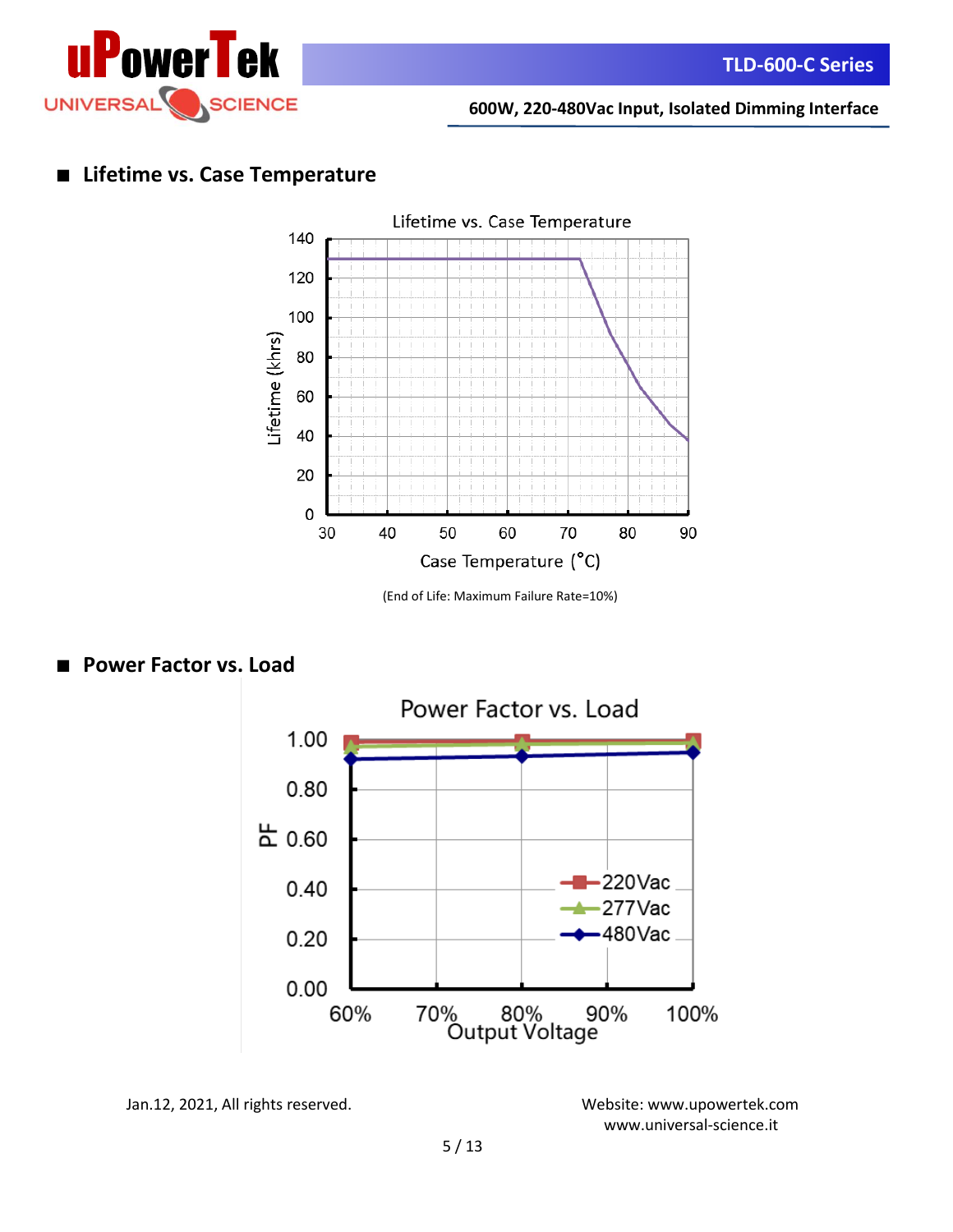## ■ Lifetime vs. Case Temperature

(End of Life: Maximum Failure Rate=10%)

## ■ Power Factor vs. Load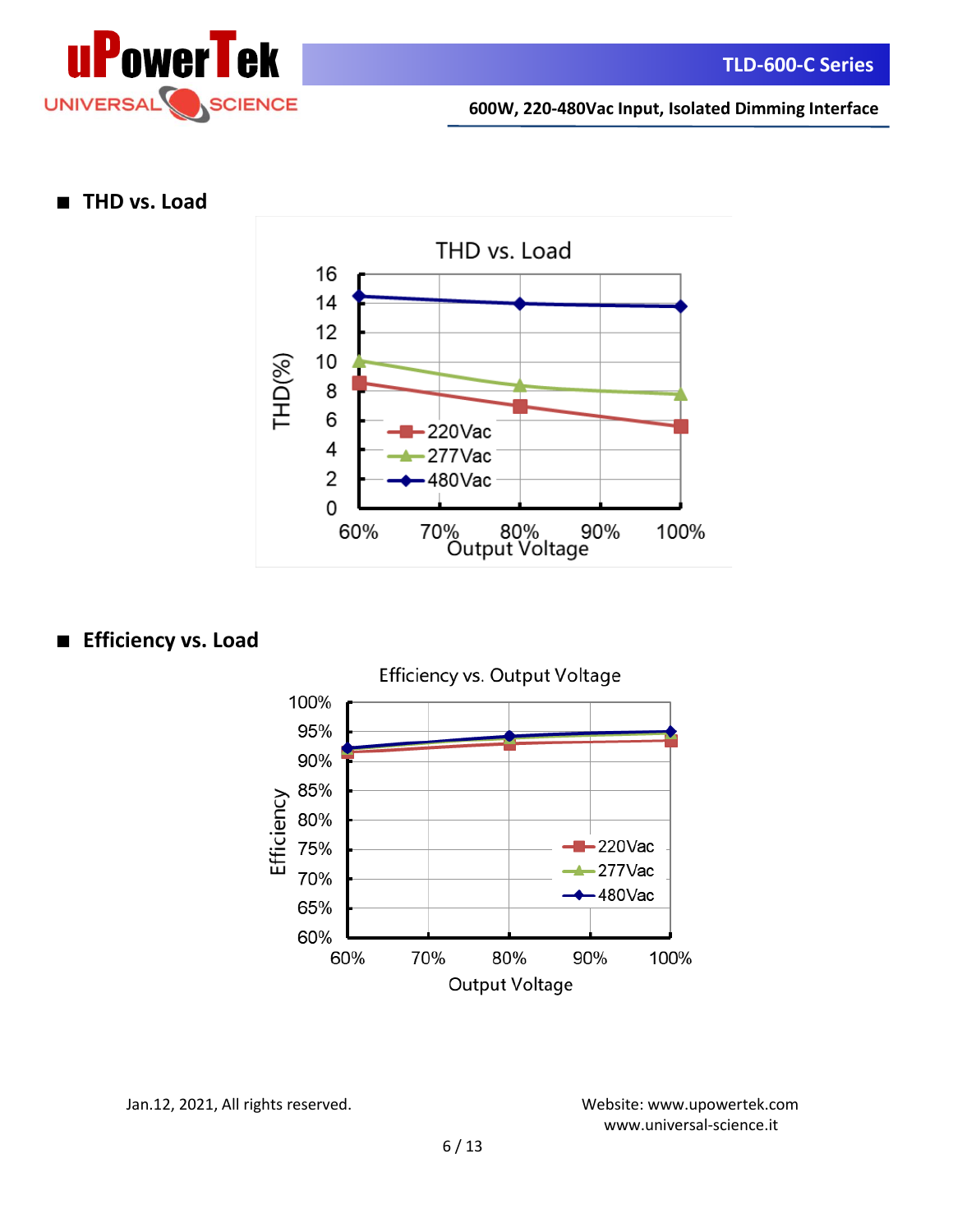## THD vs. Load

## Efficiency vs. Load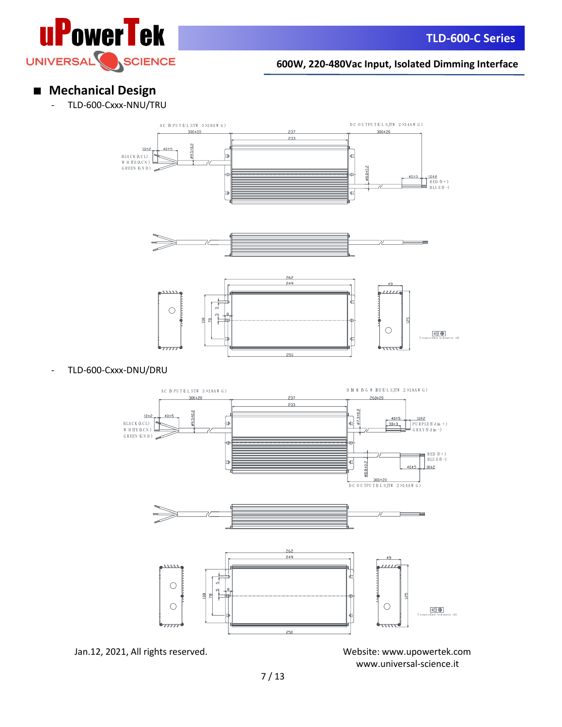## ■ Mechanical Design

- TLD-600-Cxxx-NNU/TRU

AC INPUT(UL STW 3×18AWG)
300±20
237
233
DC OUTPUT(UL SJTW 2×14AWG)
300±20
10±2
40±5
ø9.5±0.2
BLACK(ACL)
WHITE(ACN)
GREEN(GND)
ø8.8±0.2
40±5
10±2
RED(V+)
BLUE(V-)
262
249
49
108
78
5
5
8
125
250
Unspecified tolerance ±1

- TLD-600-Cxxx-DNU/DRU

AC INPUT(UL STW 3×18AWG)
300±20
237
233
DIMMING WIRE(UL SJTW 2×18AWG)
260±20
10±2
40±5
ø9.5±0.2
BLACK(ACL)
WHITE(ACN)
GREEN(GND)
ø7.3±0.2
40±5
30±3
10±2
PURPLE(Vdim+)
GRAY(Vdim-)
RED(V+)
BLUE(V-)
ø8.8±0.2
40±5
10±2
300±20
DC OUTPUT(UL SJTW 2×14AWG)
262
249
49
108
78
5
5
8
125
250
Unspecified tolerance ±1

Jan.12, 2021, All rights reserved.

Website: www.upowertek.com
www.universal-science.it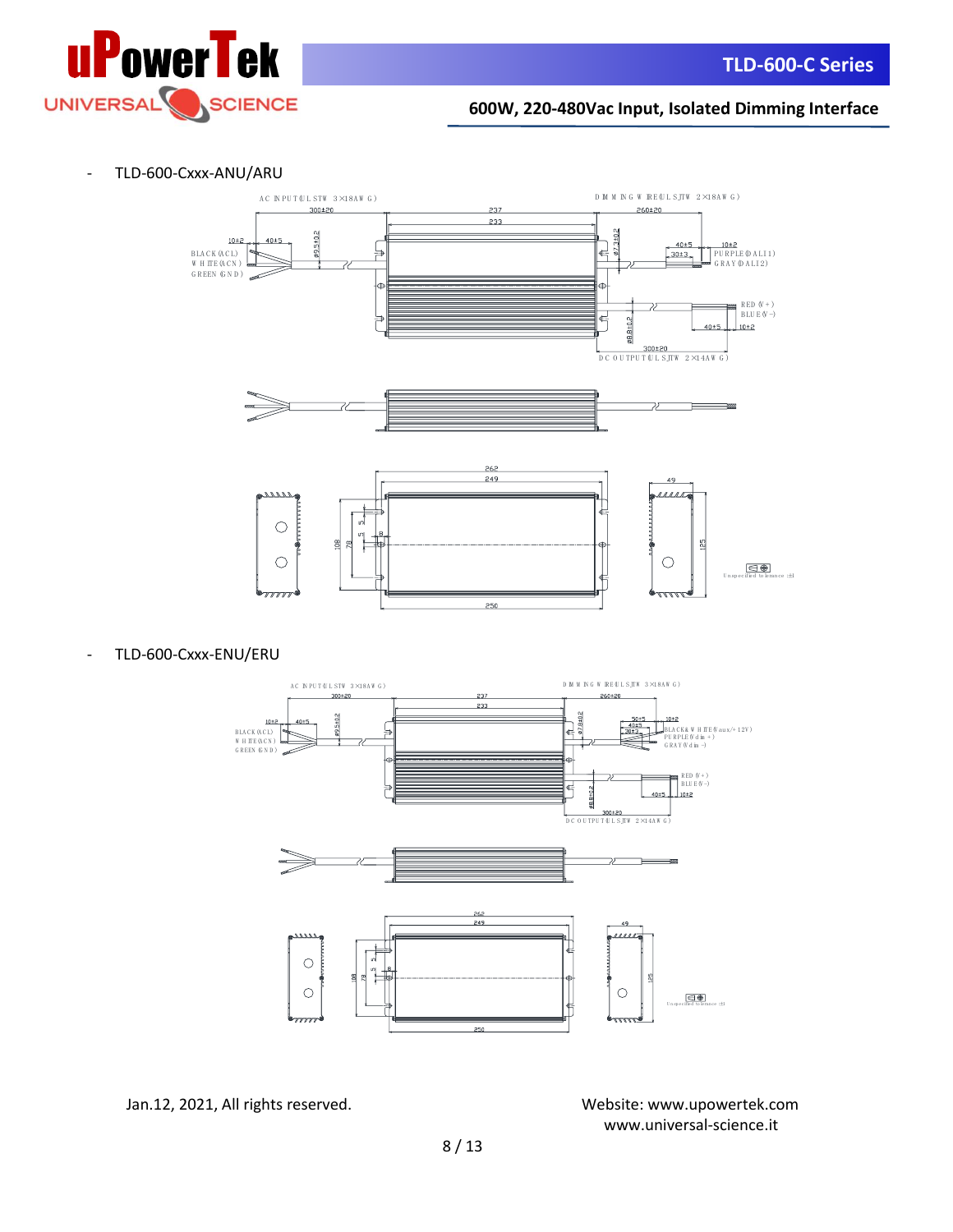- TLD-600-Cxxx-ANU/ARU

AC INPUT(UL STW 3×18AWG)

300±20

237

233

DIMMING WIRE(UL SJTW 2×18AWG)

260±20

10±2 40±5

BLACK(ACL)
WHITE(ACN)
GREEN(GND)

ø9.5±0.2

ø7.3±0.2

40±5 10±2
30±3

PURPLE(DALI1)
GRAY(DALI2)

RED(V+)
BLUE(V-)

40±5 10±2

ø8.8±0.2

300±20

DC OUTPUT(UL SJTW 2×14AWG)

262

249

49

108

78

5

5

8

125

250

Unspecified tolerance ±1

- TLD-600-Cxxx-ENU/ERU

AC INPUT(UL STW 3×18AWG)

300±20

237

233

DIMMING WIRE(UL SJTW 3×18AWG)

260±20

10±2 40±5

BLACK(ACL)
WHITE(ACN)
GREEN(GND)

ø9.5±0.2

ø7.8±0.2

50±5 10±2
40±5
30±3

BLACK&WHITE(Vaux/+12V)
PURPLE(Vdim+)
GRAY(Vdim-)

RED(V+)
BLUE(V-)

40±5 10±2

ø8.8±0.2

300±20

DC OUTPUT(UL SJTW 2×14AWG)

262

249

49

108

78

5

5

8

125

250

Unspecified tolerance ±1

Jan.12, 2021, All rights reserved.

Website: www.upowertek.com
www.universal-science.it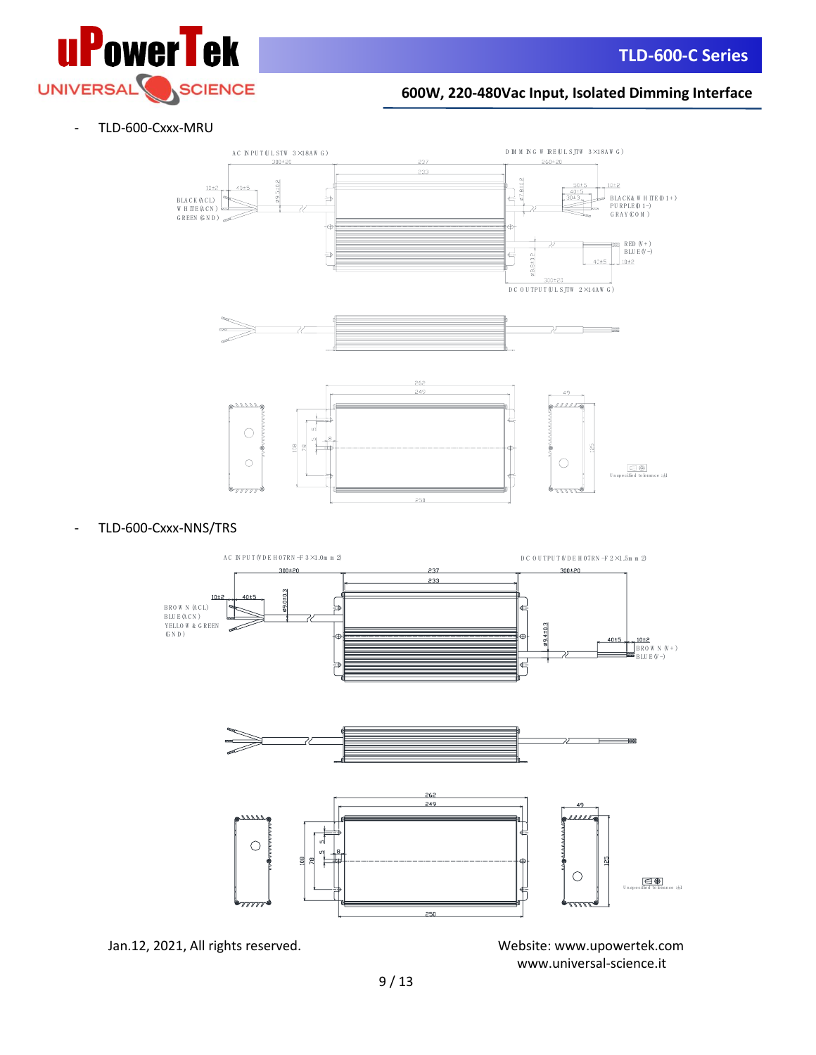- TLD-600-Cxxx-MRU

AC INPUT (UL STW 3×18AWG)

DIMMING WIRE (UL SJTW 3×18AWG)

BLACK (ACL)
WHITE (ACN)
GREEN (GND)

BLACK & WHITE (DI+)
PURPLE (DI-)
GRAY (COM)

RED (V+)
BLUE (V-)

DC OUTPUT (UL SJTW 2×14AWG)

Unspecified tolerance ±1

- TLD-600-Cxxx-NNS/TRS

AC INPUT (VDE H07RN-F 3×1.0mm2)

DC OUTPUT (VDE H07RN-F 2×1.5mm2)

BROWN (ACL)
BLUE (ACN)
YELLOW & GREEN (GND)

BROWN (V+)
BLUE (V-)

Unspecified tolerance ±1

Jan.12, 2021, All rights reserved.

Website: www.upowertek.com
www.universal-science.it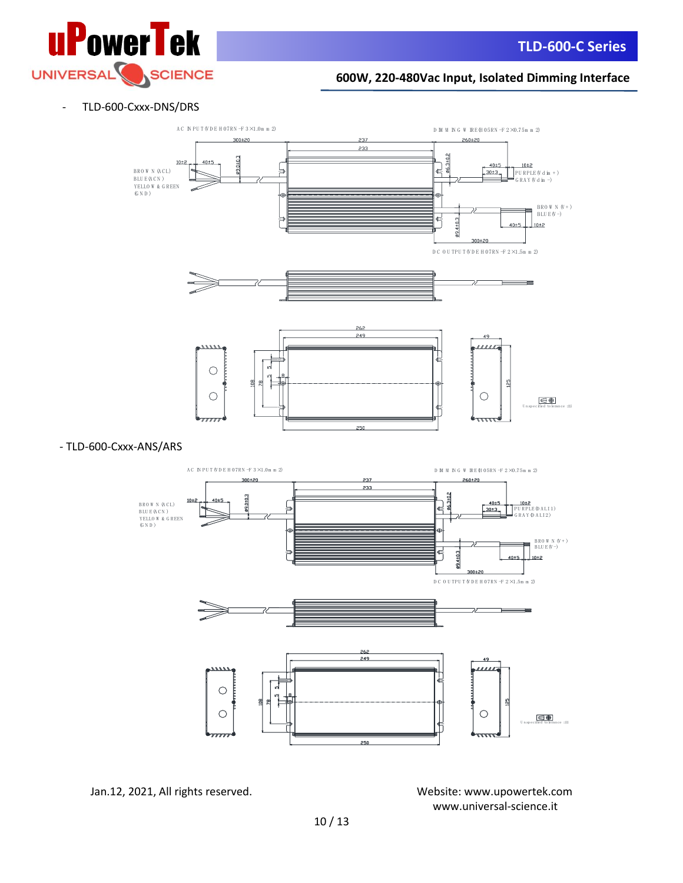- TLD-600-Cxxx-DNS/DRS

AC INPUT (VDE H07RN-F 3×1.0mm2)

DIMMING WIRE (H05RN-F 2×0.75mm2)

300±20 | 237 | 233 | 260±20

10±2 | 40±5 | Ø9.0±0.3 | Ø6.3±0.2 | 40±5 | 30±3 | 10±2

BROWN (ACL)
BLUE (ACN)
YELLOW & GREEN (GND)

PURPLE (Vdim+)
GRAY (Vdim-)

BROWN (V+)
BLUE (V-)

Ø9.4±0.3 | 40±5 | 10±2 | 300±20

DC OUTPUT (VDE H07RN-F 2×1.5mm2)

262 | 249 | 49 | 108 | 78 | 5 | 8 | 125 | 250

Unspecified tolerance: ±1

- TLD-600-Cxxx-ANS/ARS

AC INPUT (VDE H07RN-F 3×1.0mm2)

DIMMING WIRE (H05RN-F 2×0.75mm2)

300±20 | 237 | 233 | 260±20

10±2 | 40±5 | Ø9.0±0.3 | Ø6.3±0.2 | 40±5 | 30±3 | 10±2

BROWN (ACL)
BLUE (ACN)
YELLOW & GREEN (GND)

PURPLE (DALI1)
GRAY (DALI2)

BROWN (V+)
BLUE (V-)

Ø9.4±0.3 | 40±5 | 10±2 | 300±20

DC OUTPUT (VDE H07RN-F 2×1.5mm2)

262 | 249 | 49 | 108 | 78 | 5 | 8 | 125 | 250

Unspecified tolerance: ±1

Jan.12, 2021, All rights reserved.

Website: www.upowertek.com
www.universal-science.it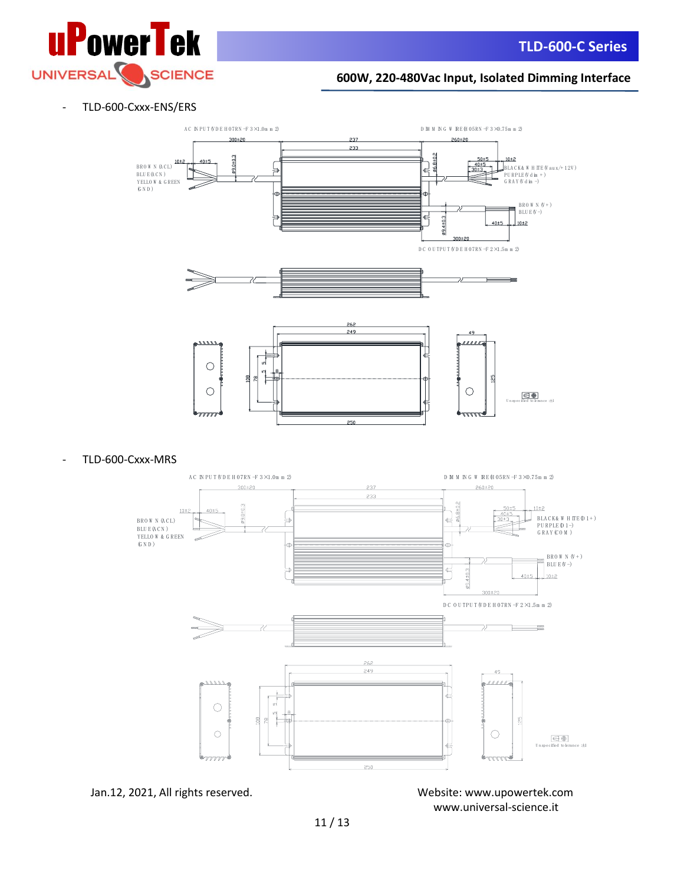- TLD-600-Cxxx-ENS/ERS

AC INPUT(VDE H07RN-F 3×1.0mm2)

DIMMING WIRE(H05RN-F 3×0.75mm2)

300±20

237

233

260±20

10±2

40±5

Ø9.0±0.3

Ø6.8±0.2

50±5

40±5

30±3

10±2

BROWN(ACL)
BLUE(ACN)
YELLOW & GREEN
(GND)

BLACK& WHITE(Vaux/+12V)
PURPLE(Vdim+)
GRAY(Vdim-)

BROWN(V+)
BLUE(V-)

Ø9.4±0.3

40±5

10±2

300±20

DC OUTPUT(VDE H07RN-F 2×1.5mm2)

262

249

49

108

78

5

5

8

125

250

Unspecified tolerance ±1

- TLD-600-Cxxx-MRS

AC INPUT(VDE H07RN-F 3×1.0mm2)

DIMMING WIRE(H05RN-F 3×0.75mm2)

300±20

237

233

260±20

13±2

40±5

Ø9.0±0.3

Ø6.8±0.2

50±5

40±5

30±3

10±2

BROWN(ACL)
BLUE(ACN)
YELLOW & GREEN
(GND)

BLACK& WHITE(DI+)
PURPLE(DI-)
GRAY(COM)

BROWN(V+)
BLUE(V-)

Ø9.4±0.3

40±5

10±2

300±20

DC OUTPUT(VDE H07RN-F 2×1.5mm2)

262

249

49

108

78

5

5

8

125

250

Unspecified tolerance ±1

Jan.12, 2021, All rights reserved.

Website: www.upowertek.com
www.universal-science.it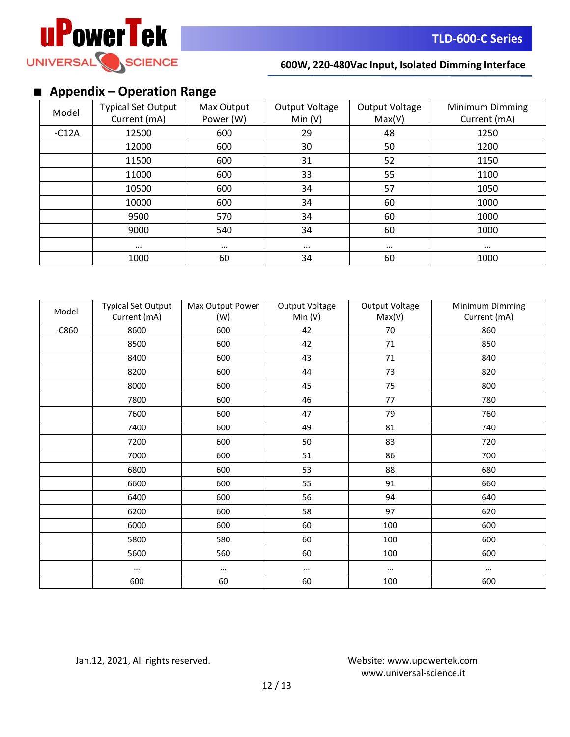## ■ Appendix – Operation Range

| Model | Typical Set Output Current (mA) | Max Output Power (W) | Output Voltage Min (V) | Output Voltage Max(V) | Minimum Dimming Current (mA) |
|---|---|---|---|---|---|
| -C12A | 12500 | 600 | 29 | 48 | 1250 |
| | 12000 | 600 | 30 | 50 | 1200 |
| | 11500 | 600 | 31 | 52 | 1150 |
| | 11000 | 600 | 33 | 55 | 1100 |
| | 10500 | 600 | 34 | 57 | 1050 |
| | 10000 | 600 | 34 | 60 | 1000 |
| | 9500 | 570 | 34 | 60 | 1000 |
| | 9000 | 540 | 34 | 60 | 1000 |
| | … | … | … | … | … |
| | 1000 | 60 | 34 | 60 | 1000 |

| Model | Typical Set Output Current (mA) | Max Output Power (W) | Output Voltage Min (V) | Output Voltage Max(V) | Minimum Dimming Current (mA) |
|---|---|---|---|---|---|
| -C860 | 8600 | 600 | 42 | 70 | 860 |
| | 8500 | 600 | 42 | 71 | 850 |
| | 8400 | 600 | 43 | 71 | 840 |
| | 8200 | 600 | 44 | 73 | 820 |
| | 8000 | 600 | 45 | 75 | 800 |
| | 7800 | 600 | 46 | 77 | 780 |
| | 7600 | 600 | 47 | 79 | 760 |
| | 7400 | 600 | 49 | 81 | 740 |
| | 7200 | 600 | 50 | 83 | 720 |
| | 7000 | 600 | 51 | 86 | 700 |
| | 6800 | 600 | 53 | 88 | 680 |
| | 6600 | 600 | 55 | 91 | 660 |
| | 6400 | 600 | 56 | 94 | 640 |
| | 6200 | 600 | 58 | 97 | 620 |
| | 6000 | 600 | 60 | 100 | 600 |
| | 5800 | 580 | 60 | 100 | 600 |
| | 5600 | 560 | 60 | 100 | 600 |
| | … | … | … | … | … |
| | 600 | 60 | 60 | 100 | 600 |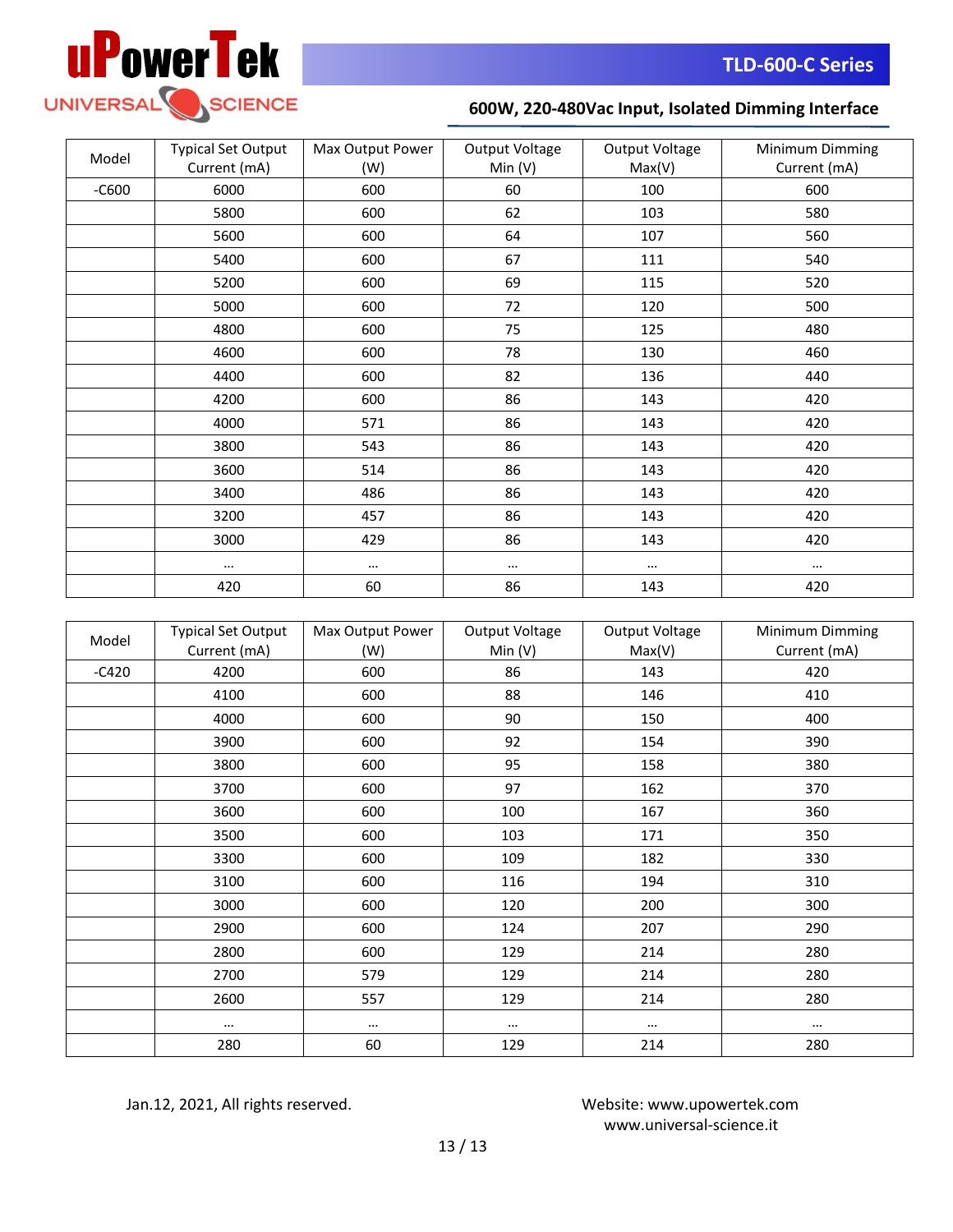| Model | Typical Set Output Current (mA) | Max Output Power (W) | Output Voltage Min (V) | Output Voltage Max(V) | Minimum Dimming Current (mA) |
|---|---|---|---|---|---|
| -C600 | 6000 | 600 | 60 | 100 | 600 |
| | 5800 | 600 | 62 | 103 | 580 |
| | 5600 | 600 | 64 | 107 | 560 |
| | 5400 | 600 | 67 | 111 | 540 |
| | 5200 | 600 | 69 | 115 | 520 |
| | 5000 | 600 | 72 | 120 | 500 |
| | 4800 | 600 | 75 | 125 | 480 |
| | 4600 | 600 | 78 | 130 | 460 |
| | 4400 | 600 | 82 | 136 | 440 |
| | 4200 | 600 | 86 | 143 | 420 |
| | 4000 | 571 | 86 | 143 | 420 |
| | 3800 | 543 | 86 | 143 | 420 |
| | 3600 | 514 | 86 | 143 | 420 |
| | 3400 | 486 | 86 | 143 | 420 |
| | 3200 | 457 | 86 | 143 | 420 |
| | 3000 | 429 | 86 | 143 | 420 |
| | … | … | … | … | … |
| | 420 | 60 | 86 | 143 | 420 |

| Model | Typical Set Output Current (mA) | Max Output Power (W) | Output Voltage Min (V) | Output Voltage Max(V) | Minimum Dimming Current (mA) |
|---|---|---|---|---|---|
| -C420 | 4200 | 600 | 86 | 143 | 420 |
| | 4100 | 600 | 88 | 146 | 410 |
| | 4000 | 600 | 90 | 150 | 400 |
| | 3900 | 600 | 92 | 154 | 390 |
| | 3800 | 600 | 95 | 158 | 380 |
| | 3700 | 600 | 97 | 162 | 370 |
| | 3600 | 600 | 100 | 167 | 360 |
| | 3500 | 600 | 103 | 171 | 350 |
| | 3300 | 600 | 109 | 182 | 330 |
| | 3100 | 600 | 116 | 194 | 310 |
| | 3000 | 600 | 120 | 200 | 300 |
| | 2900 | 600 | 124 | 207 | 290 |
| | 2800 | 600 | 129 | 214 | 280 |
| | 2700 | 579 | 129 | 214 | 280 |
| | 2600 | 557 | 129 | 214 | 280 |
| | … | … | … | … | … |
| | 280 | 60 | 129 | 214 | 280 |